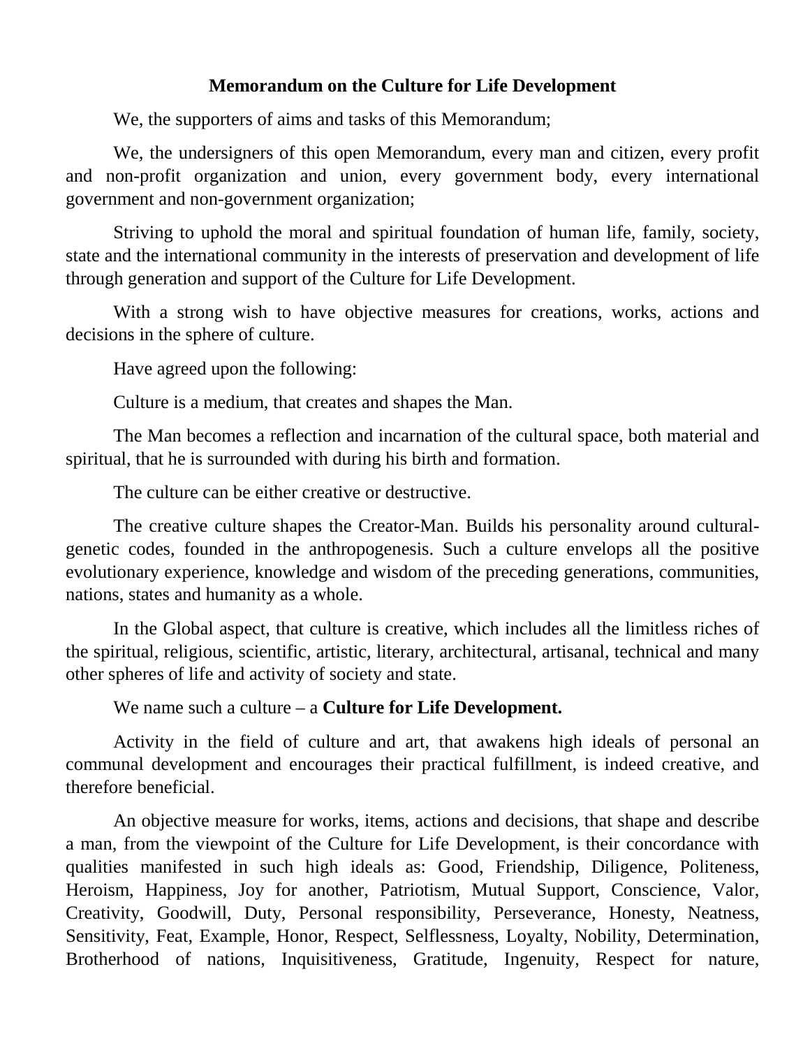# Memorandum on the Culture for Life Development

We, the supporters of aims and tasks of this Memorandum;

We, the undersigners of this open Memorandum, every man and citizen, every profit and non-profit organization and union, every government body, every international government and non-government organization;

Striving to uphold the moral and spiritual foundation of human life, family, society, state and the international community in the interests of preservation and development of life through generation and support of the Culture for Life Development.

With a strong wish to have objective measures for creations, works, actions and decisions in the sphere of culture.

Have agreed upon the following:

Culture is a medium, that creates and shapes the Man.

The Man becomes a reflection and incarnation of the cultural space, both material and spiritual, that he is surrounded with during his birth and formation.

The culture can be either creative or destructive.

The creative culture shapes the Creator-Man. Builds his personality around cultural-genetic codes, founded in the anthropogenesis. Such a culture envelops all the positive evolutionary experience, knowledge and wisdom of the preceding generations, communities, nations, states and humanity as a whole.

In the Global aspect, that culture is creative, which includes all the limitless riches of the spiritual, religious, scientific, artistic, literary, architectural, artisanal, technical and many other spheres of life and activity of society and state.

We name such a culture – a **Culture for Life Development.**

Activity in the field of culture and art, that awakens high ideals of personal an communal development and encourages their practical fulfillment, is indeed creative, and therefore beneficial.

An objective measure for works, items, actions and decisions, that shape and describe a man, from the viewpoint of the Culture for Life Development, is their concordance with qualities manifested in such high ideals as: Good, Friendship, Diligence, Politeness, Heroism, Happiness, Joy for another, Patriotism, Mutual Support, Conscience, Valor, Creativity, Goodwill, Duty, Personal responsibility, Perseverance, Honesty, Neatness, Sensitivity, Feat, Example, Honor, Respect, Selflessness, Loyalty, Nobility, Determination, Brotherhood of nations, Inquisitiveness, Gratitude, Ingenuity, Respect for nature,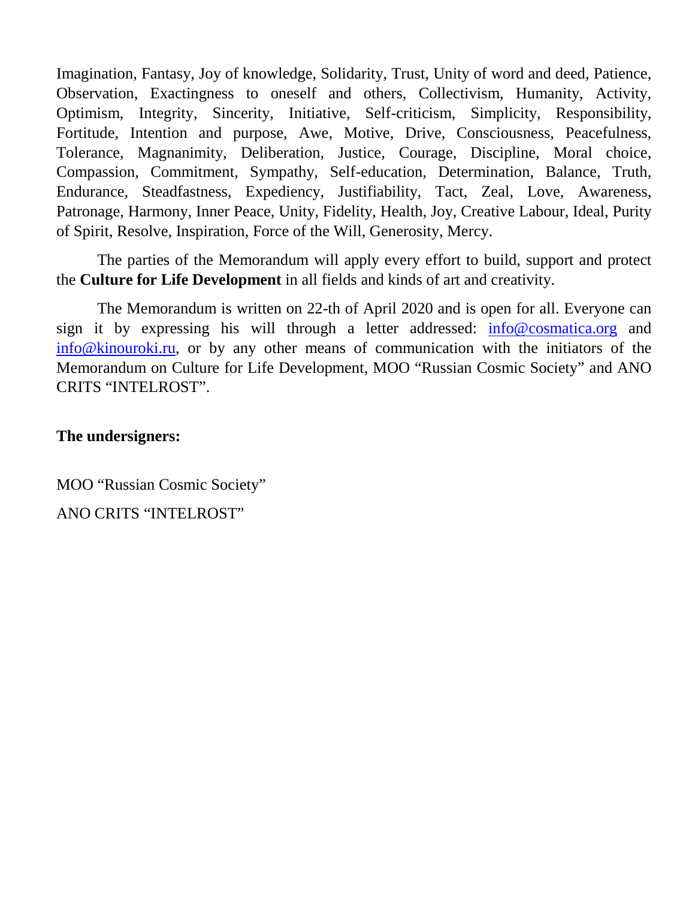Imagination, Fantasy, Joy of knowledge, Solidarity, Trust, Unity of word and deed, Patience, Observation, Exactingness to oneself and others, Collectivism, Humanity, Activity, Optimism, Integrity, Sincerity, Initiative, Self-criticism, Simplicity, Responsibility, Fortitude, Intention and purpose, Awe, Motive, Drive, Consciousness, Peacefulness, Tolerance, Magnanimity, Deliberation, Justice, Courage, Discipline, Moral choice, Compassion, Commitment, Sympathy, Self-education, Determination, Balance, Truth, Endurance, Steadfastness, Expediency, Justifiability, Tact, Zeal, Love, Awareness, Patronage, Harmony, Inner Peace, Unity, Fidelity, Health, Joy, Creative Labour, Ideal, Purity of Spirit, Resolve, Inspiration, Force of the Will, Generosity, Mercy.

The parties of the Memorandum will apply every effort to build, support and protect the **Culture for Life Development** in all fields and kinds of art and creativity.

The Memorandum is written on 22-th of April 2020 and is open for all. Everyone can sign it by expressing his will through a letter addressed: info@cosmatica.org and info@kinouroki.ru, or by any other means of communication with the initiators of the Memorandum on Culture for Life Development, MOO "Russian Cosmic Society" and ANO CRITS "INTELROST".

**The undersigners:**

MOO "Russian Cosmic Society"

ANO CRITS "INTELROST"